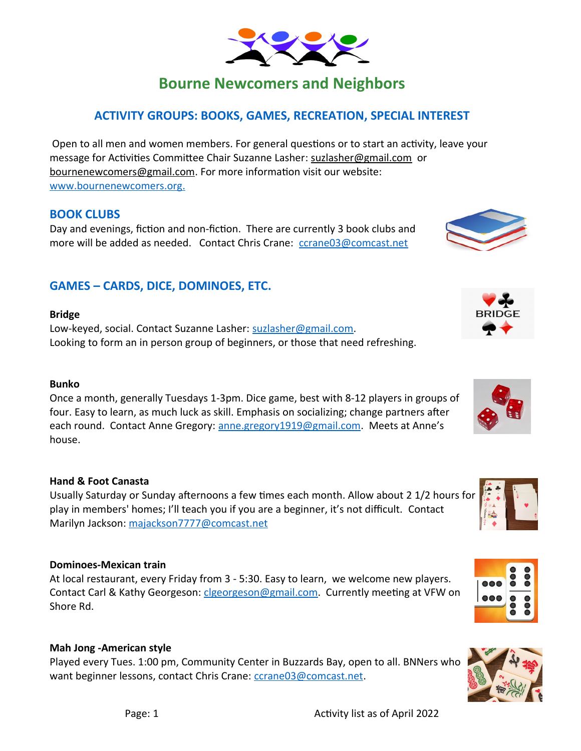# Bourne Newcomers and Neighbors

## ACTIVITY GROUPS: BOOKS, GAMES, RECREATION, SPECIAL INTEREST

Open to all men and women members. For general questions or to start an activity, leave your message for Activities Committee Chair Suzanne Lasher: suzlasher@gmail.com or bournenewcomers@gmail.com. For more information visit our website: www.bournenewcomers.org.

## BOOK CLUBS

Day and evenings, fiction and non-fiction. There are currently 3 book clubs and more will be added as needed. Contact Chris Crane: ccrane03@comcast.net

## GAMES – CARDS, DICE, DOMINOES, ETC.

**Bridge**

Low-keyed, social. Contact Suzanne Lasher: suzlasher@gmail.com.
Looking to form an in person group of beginners, or those that need refreshing.

**Bunko**

Once a month, generally Tuesdays 1-3pm. Dice game, best with 8-12 players in groups of four. Easy to learn, as much luck as skill. Emphasis on socializing; change partners after each round. Contact Anne Gregory: anne.gregory1919@gmail.com. Meets at Anne's house.

**Hand & Foot Canasta**

Usually Saturday or Sunday afternoons a few times each month. Allow about 2 1/2 hours for play in members' homes; I'll teach you if you are a beginner, it's not difficult. Contact Marilyn Jackson: majackson7777@comcast.net

**Dominoes-Mexican train**

At local restaurant, every Friday from 3 - 5:30. Easy to learn, we welcome new players. Contact Carl & Kathy Georgeson: clgeorgeson@gmail.com. Currently meeting at VFW on Shore Rd.

**Mah Jong -American style**

Played every Tues. 1:00 pm, Community Center in Buzzards Bay, open to all. BNNers who want beginner lessons, contact Chris Crane: ccrane03@comcast.net.

Activity list as of April 2022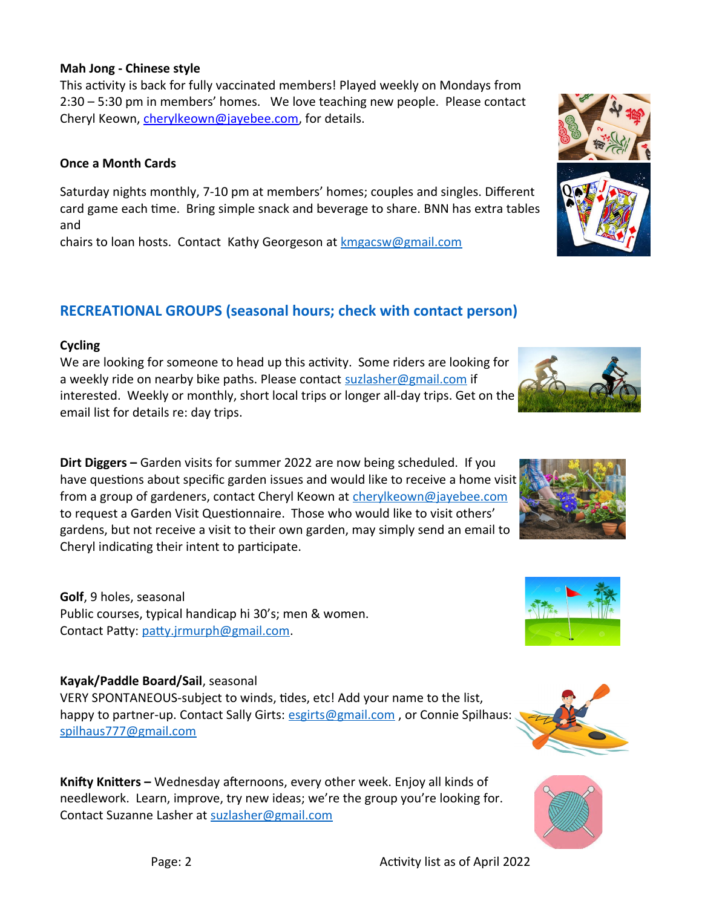**Mah Jong - Chinese style**

This activity is back for fully vaccinated members! Played weekly on Mondays from 2:30 – 5:30 pm in members' homes. We love teaching new people. Please contact Cheryl Keown, cherylkeown@jayebee.com, for details.

**Once a Month Cards**

Saturday nights monthly, 7-10 pm at members' homes; couples and singles. Different card game each time. Bring simple snack and beverage to share. BNN has extra tables and
chairs to loan hosts. Contact Kathy Georgeson at kmgacsw@gmail.com

## RECREATIONAL GROUPS (seasonal hours; check with contact person)

**Cycling**

We are looking for someone to head up this activity. Some riders are looking for a weekly ride on nearby bike paths. Please contact suzlasher@gmail.com if interested. Weekly or monthly, short local trips or longer all-day trips. Get on the email list for details re: day trips.

**Dirt Diggers –** Garden visits for summer 2022 are now being scheduled. If you have questions about specific garden issues and would like to receive a home visit from a group of gardeners, contact Cheryl Keown at cherylkeown@jayebee.com to request a Garden Visit Questionnaire. Those who would like to visit others' gardens, but not receive a visit to their own garden, may simply send an email to Cheryl indicating their intent to participate.

**Golf**, 9 holes, seasonal
Public courses, typical handicap hi 30's; men & women.
Contact Patty: patty.jrmurph@gmail.com.

**Kayak/Paddle Board/Sail**, seasonal
VERY SPONTANEOUS-subject to winds, tides, etc! Add your name to the list, happy to partner-up. Contact Sally Girts: esgirts@gmail.com , or Connie Spilhaus: spilhaus777@gmail.com

**Knifty Knitters –** Wednesday afternoons, every other week. Enjoy all kinds of needlework. Learn, improve, try new ideas; we're the group you're looking for. Contact Suzanne Lasher at suzlasher@gmail.com

Activity list as of April 2022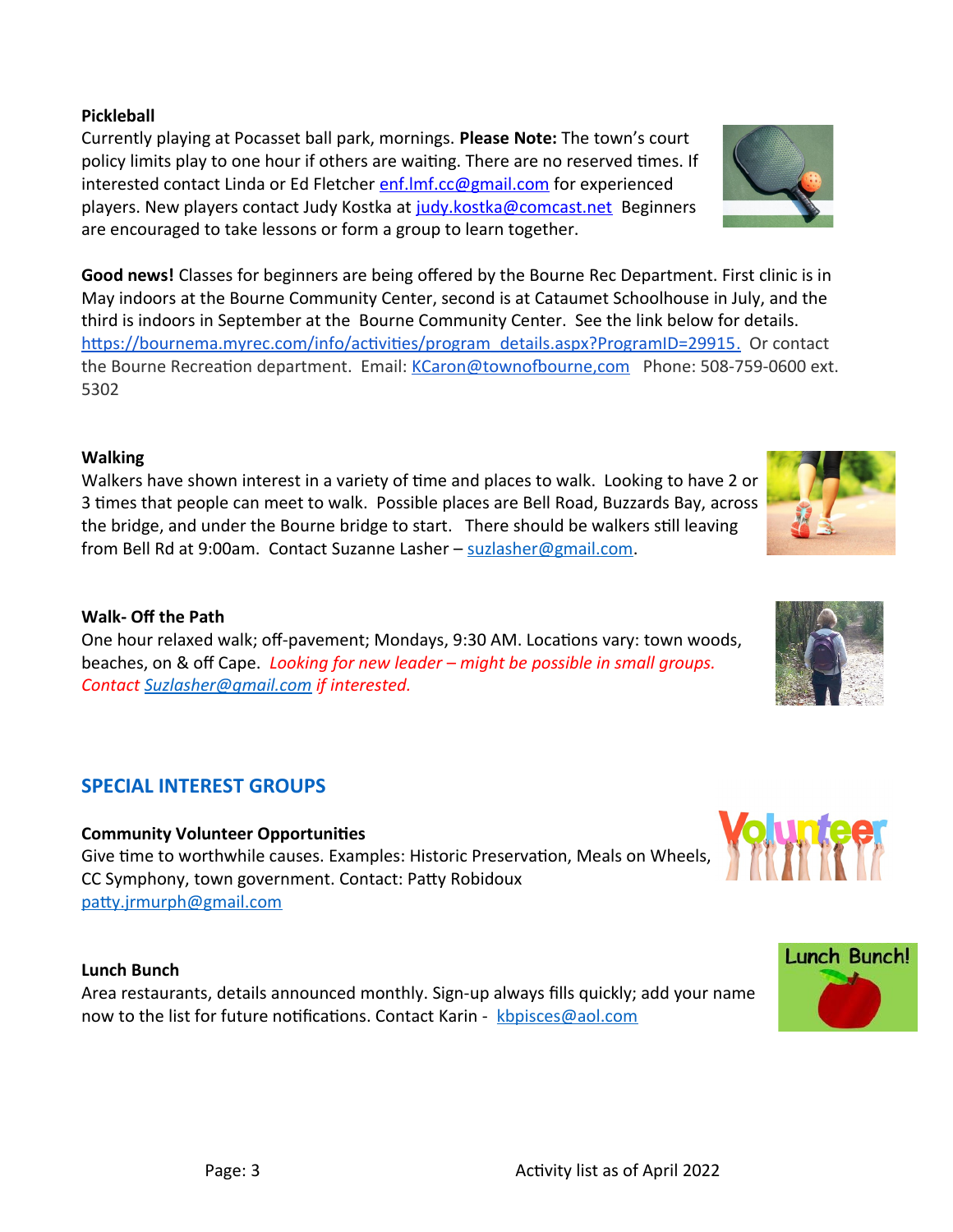**Pickleball**

Currently playing at Pocasset ball park, mornings. **Please Note:** The town's court policy limits play to one hour if others are waiting. There are no reserved times. If interested contact Linda or Ed Fletcher enf.lmf.cc@gmail.com for experienced players. New players contact Judy Kostka at judy.kostka@comcast.net Beginners are encouraged to take lessons or form a group to learn together.

**Good news!** Classes for beginners are being offered by the Bourne Rec Department. First clinic is in May indoors at the Bourne Community Center, second is at Cataumet Schoolhouse in July, and the third is indoors in September at the Bourne Community Center. See the link below for details. https://bournema.myrec.com/info/activities/program_details.aspx?ProgramID=29915. Or contact the Bourne Recreation department. Email: KCaron@townofbourne,com Phone: 508-759-0600 ext. 5302

**Walking**

Walkers have shown interest in a variety of time and places to walk. Looking to have 2 or 3 times that people can meet to walk. Possible places are Bell Road, Buzzards Bay, across the bridge, and under the Bourne bridge to start. There should be walkers still leaving from Bell Rd at 9:00am. Contact Suzanne Lasher – suzlasher@gmail.com.

**Walk- Off the Path**

One hour relaxed walk; off-pavement; Mondays, 9:30 AM. Locations vary: town woods, beaches, on & off Cape. *Looking for new leader – might be possible in small groups. Contact Suzlasher@gmail.com if interested.*

## SPECIAL INTEREST GROUPS

**Community Volunteer Opportunities**

Give time to worthwhile causes. Examples: Historic Preservation, Meals on Wheels, CC Symphony, town government. Contact: Patty Robidoux patty.jrmurph@gmail.com

**Lunch Bunch**

Area restaurants, details announced monthly. Sign-up always fills quickly; add your name now to the list for future notifications. Contact Karin - kbpisces@aol.com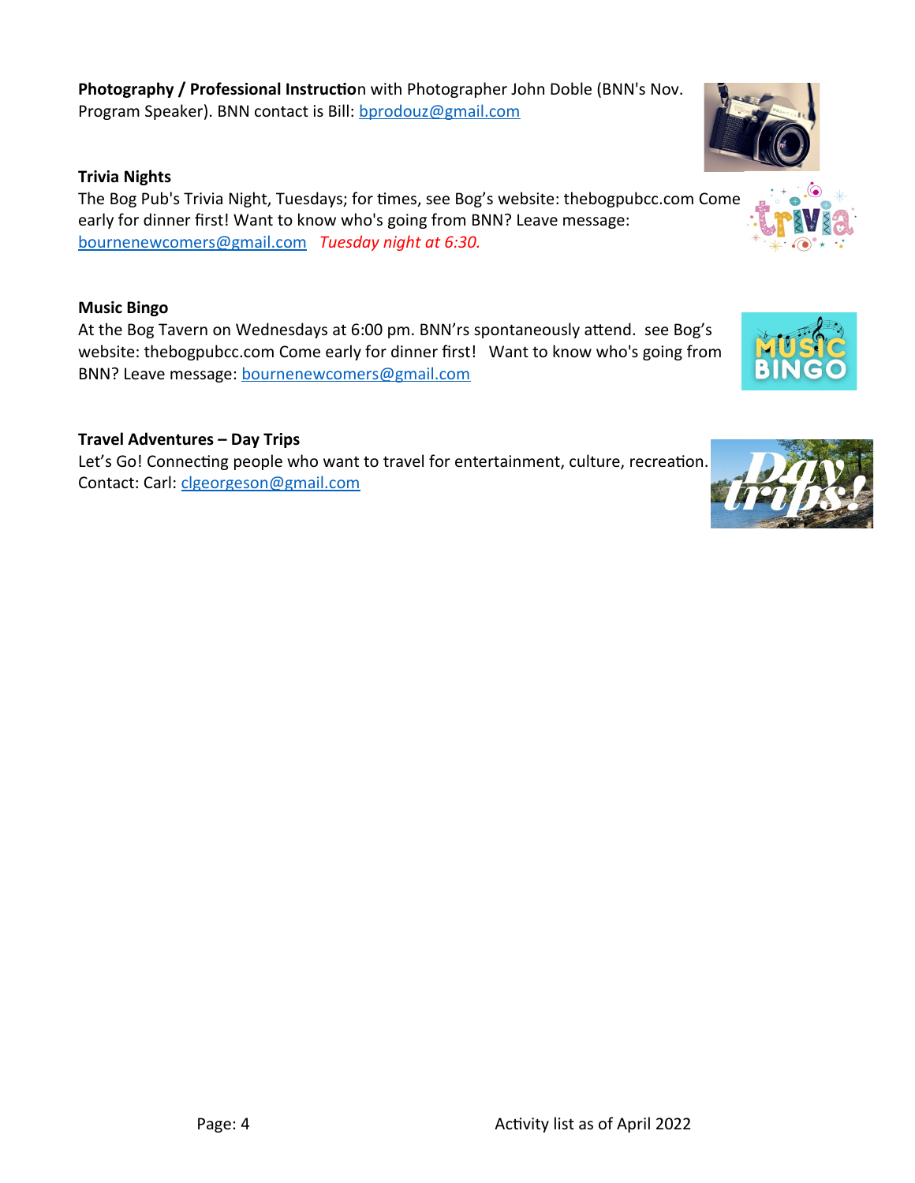**Photography / Professional Instruction** with Photographer John Doble (BNN's Nov. Program Speaker). BNN contact is Bill: bprodouz@gmail.com

**Trivia Nights**

The Bog Pub's Trivia Night, Tuesdays; for times, see Bog's website: thebogpubcc.com Come early for dinner first! Want to know who's going from BNN? Leave message: bournenewcomers@gmail.com *Tuesday night at 6:30.*

**Music Bingo**

At the Bog Tavern on Wednesdays at 6:00 pm. BNN'rs spontaneously attend. see Bog's website: thebogpubcc.com Come early for dinner first! Want to know who's going from BNN? Leave message: bournenewcomers@gmail.com

**Travel Adventures – Day Trips**

Let's Go! Connecting people who want to travel for entertainment, culture, recreation. Contact: Carl: clgeorgeson@gmail.com

Activity list as of April 2022